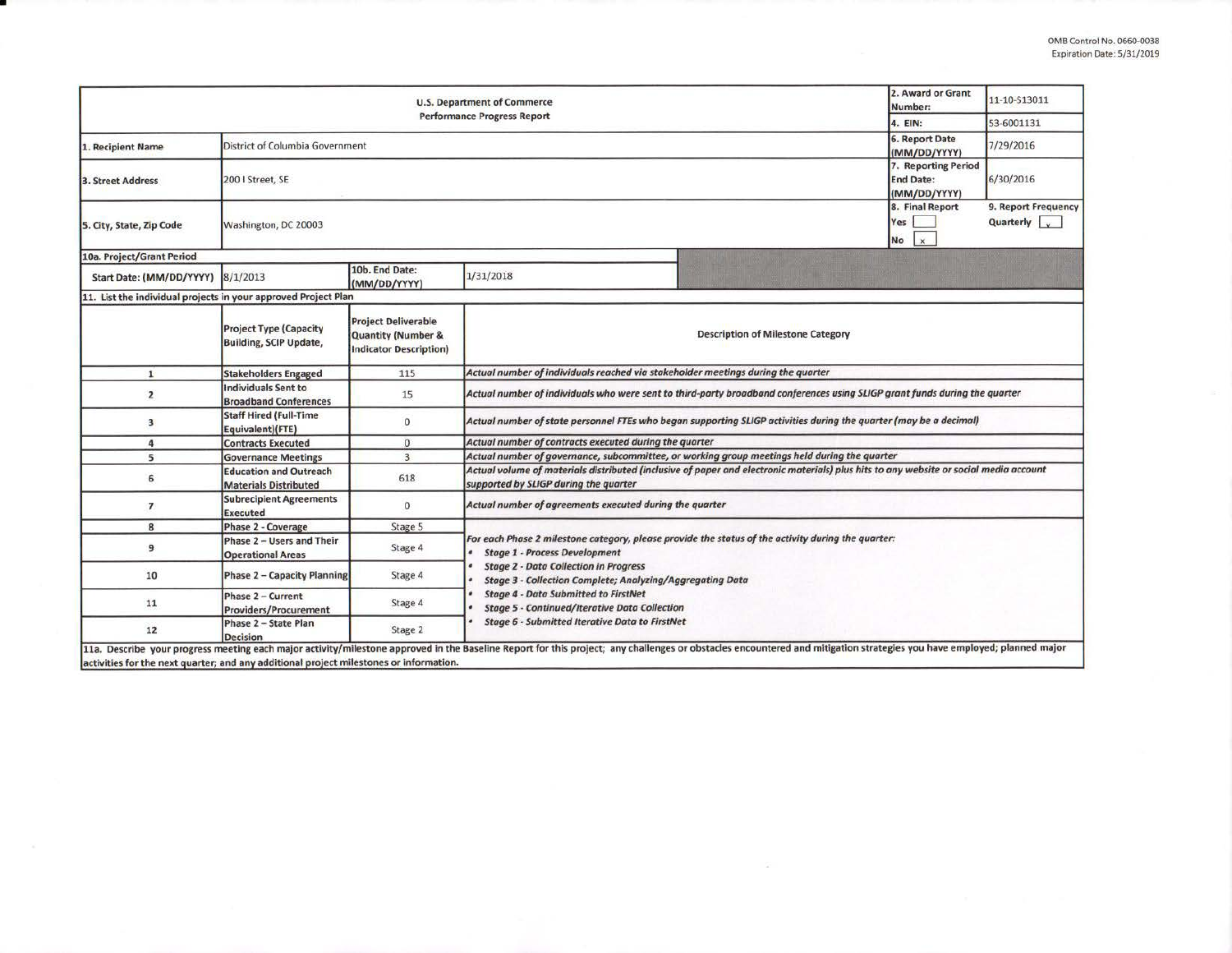OMB Control No. 0660-0038
Expiration Date: 5/31/2019

| U.S. Department of Commerce Performance Progress Report | | | | 2. Award or Grant Number: | 11-10-S13011 |
|---|---|---|---|---|---|
| | | | | 4. EIN: | 53-6001131 |
| 1. Recipient Name | District of Columbia Government | | | 6. Report Date (MM/DD/YYYY) | 7/29/2016 |
| 3. Street Address | 200 I Street, SE | | | 7. Reporting Period End Date: (MM/DD/YYYY) | 6/30/2016 |
| 5. City, State, Zip Code | Washington, DC 20003 | | | 8. Final Report Yes [ ] No [x] | 9. Report Frequency Quarterly [x] |
| 10a. Project/Grant Period | | | | | |
| Start Date: (MM/DD/YYYY) | 8/1/2013 | 10b. End Date: (MM/DD/YYYY) | 1/31/2018 | | |

11. List the individual projects in your approved Project Plan

| | Project Type (Capacity Building, SCIP Update, | Project Deliverable Quantity (Number & Indicator Description) | Description of Milestone Category |
|---|---|---|---|
| 1 | Stakeholders Engaged | 115 | *Actual number of individuals reached via stakeholder meetings during the quarter* |
| 2 | Individuals Sent to Broadband Conferences | 15 | *Actual number of individuals who were sent to third-party broadband conferences using SLIGP grant funds during the quarter* |
| 3 | Staff Hired (Full-Time Equivalent)(FTE) | 0 | *Actual number of state personnel FTEs who began supporting SLIGP activities during the quarter (may be a decimal)* |
| 4 | Contracts Executed | 0 | *Actual number of contracts executed during the quarter* |
| 5 | Governance Meetings | 3 | *Actual number of governance, subcommittee, or working group meetings held during the quarter* |
| 6 | Education and Outreach Materials Distributed | 618 | *Actual volume of materials distributed (inclusive of paper and electronic materials) plus hits to any website or social media account supported by SLIGP during the quarter* |
| 7 | Subrecipient Agreements Executed | 0 | *Actual number of agreements executed during the quarter* |
| 8 | Phase 2 - Coverage | Stage 5 | *For each Phase 2 milestone category, please provide the status of the activity during the quarter:* <br>• ***Stage 1 - Process Development*** <br>• ***Stage 2 - Data Collection in Progress*** <br>• ***Stage 3 - Collection Complete; Analyzing/Aggregating Data*** <br>• ***Stage 4 - Data Submitted to FirstNet*** <br>• ***Stage 5 - Continued/Iterative Data Collection*** <br>• ***Stage 6 - Submitted Iterative Data to FirstNet*** |
| 9 | Phase 2 – Users and Their Operational Areas | Stage 4 | |
| 10 | Phase 2 – Capacity Planning | Stage 4 | |
| 11 | Phase 2 – Current Providers/Procurement | Stage 4 | |
| 12 | Phase 2 – State Plan Decision | Stage 2 | |

11a. Describe your progress meeting each major activity/milestone approved in the Baseline Report for this project; any challenges or obstacles encountered and mitigation strategies you have employed; planned major activities for the next quarter; and any additional project milestones or information.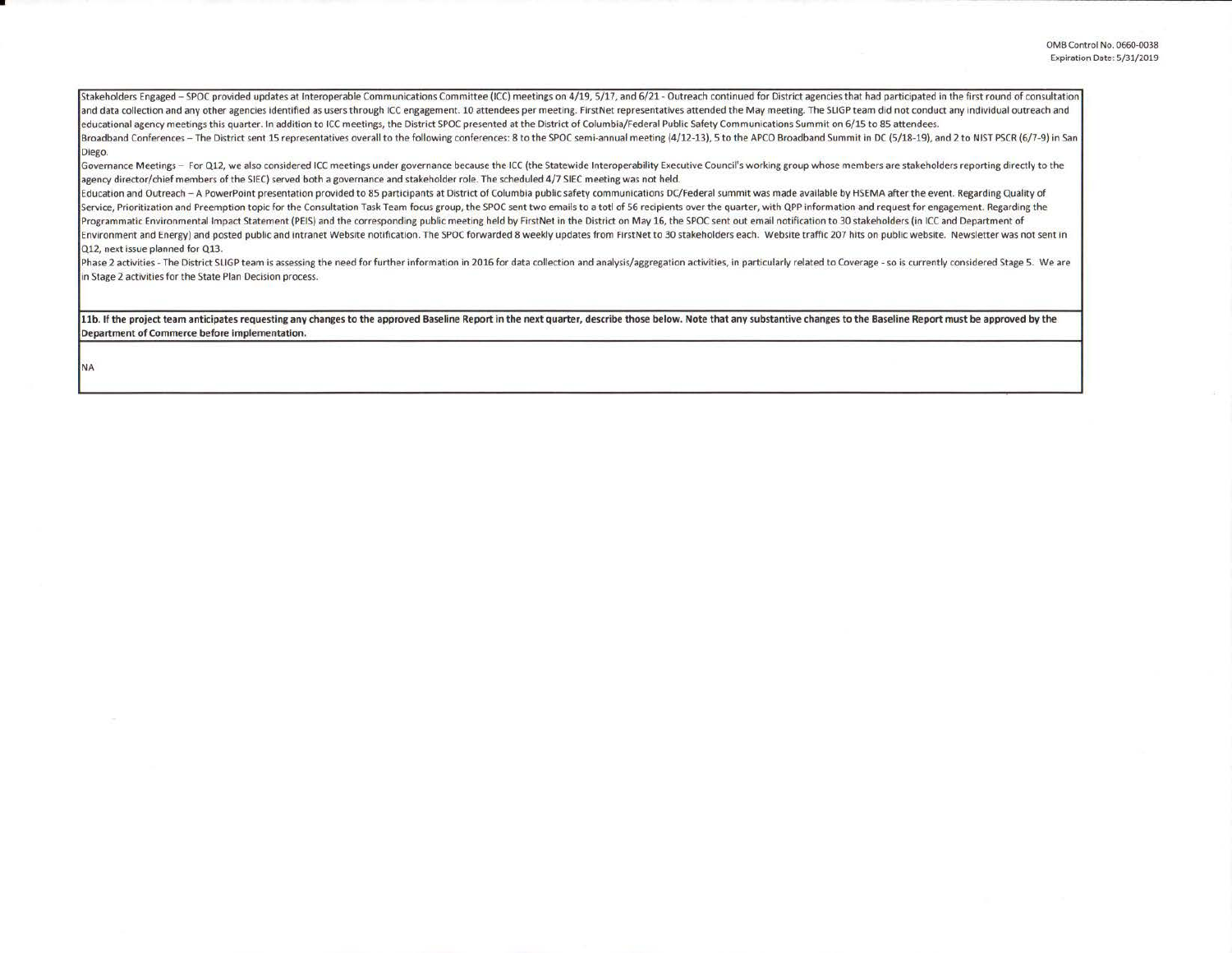Stakeholders Engaged – SPOC provided updates at Interoperable Communications Committee (ICC) meetings on 4/19, 5/17, and 6/21 - Outreach continued for District agencies that had participated in the first round of consultation and data collection and any other agencies identified as users through ICC engagement. 10 attendees per meeting. FirstNet representatives attended the May meeting. The SLIGP team did not conduct any individual outreach and educational agency meetings this quarter. In addition to ICC meetings, the District SPOC presented at the District of Columbia/Federal Public Safety Communications Summit on 6/15 to 85 attendees.

Broadband Conferences – The District sent 15 representatives overall to the following conferences: 8 to the SPOC semi-annual meeting (4/12-13), 5 to the APCO Broadband Summit in DC (5/18-19), and 2 to NIST PSCR (6/7-9) in San Diego.

Governance Meetings – For Q12, we also considered ICC meetings under governance because the ICC (the Statewide Interoperability Executive Council's working group whose members are stakeholders reporting directly to the agency director/chief members of the SIEC) served both a governance and stakeholder role. The scheduled 4/7 SIEC meeting was not held.

Education and Outreach – A PowerPoint presentation provided to 85 participants at District of Columbia public safety communications DC/Federal summit was made available by HSEMA after the event. Regarding Quality of Service, Prioritization and Preemption topic for the Consultation Task Team focus group, the SPOC sent two emails to a totl of 56 recipients over the quarter, with QPP information and request for engagement. Regarding the Programmatic Environmental Impact Statement (PEIS) and the corresponding public meeting held by FirstNet in the District on May 16, the SPOC sent out email notification to 30 stakeholders (in ICC and Department of Environment and Energy) and posted public and intranet Website notification. The SPOC forwarded 8 weekly updates from FirstNet to 30 stakeholders each. Website traffic 207 hits on public website. Newsletter was not sent in Q12, next issue planned for Q13.

Phase 2 activities - The District SLIGP team is assessing the need for further information in 2016 for data collection and analysis/aggregation activities, in particularly related to Coverage - so is currently considered Stage 5. We are in Stage 2 activities for the State Plan Decision process.

**11b. If the project team anticipates requesting any changes to the approved Baseline Report in the next quarter, describe those below. Note that any substantive changes to the Baseline Report must be approved by the Department of Commerce before implementation.**

NA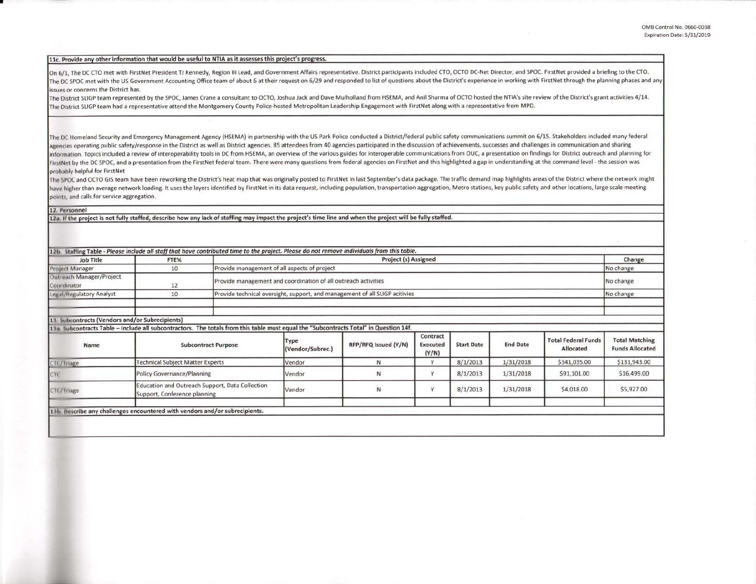**11c. Provide any other information that would be useful to NTIA as it assesses this project's progress.**

On 6/1, The DC CTO met with FirstNet President TJ Kennedy, Region III Lead, and Government Affairs representative. District participants included CTO, OCTO DC-Net Director, and SPOC. FirstNet provided a briefing to the CTO.
The DC SPOC met with the US Government Accounting Office team of about 6 at their request on 6/29 and responded to list of questions about the District's experience in working with FirstNet through the planning phases and any issues or concerns the District has.
The District SLIGP team represented by the SPOC, James Crane a consultant to OCTO, Joshua Jack and Dave Mulholland from HSEMA, and Anil Sharma of OCTO hosted the NTIA's site review of the District's grant activities 4/14.
The District SLIGP team had a representative attend the Montgomery County Police-hosted Metropolitan Leadership Engagement with FirstNet along with a representative from MPD.

The DC Homeland Security and Emergency Management Agency (HSEMA) in partnership with the US Park Police conducted a District/federal public safety communications summit on 6/15. Stakeholders included many federal agencies operating public safety/response in the District as well as District agencies. 85 attendees from 40 agencies participated in the discussion of achievements, successes and challenges in communication and sharing information. Topics included a review of interoperability tools in DC from HSEMA, an overview of the various guides for interoperable communications from OUC, a presentation on findings for District outreach and planning for FirstNet by the DC SPOC, and a presentation from the FirstNet federal team. There were many questions from federal agencies on FirstNet and this highlighted a gap in understanding at the command level - the session was probably helpful for FirstNet
The SPOC and OCTO GIS team have been reworking the District's heat map that was originally posted to FirstNet in last September's data package. The traffic demand map highlights areas of the District where the network might have higher than average network loading. It uses the layers identified by FirstNet in its data request, including population, transportation aggregation, Metro stations, key public safety and other locations, large scale meeting points, and calls for service aggregation.

**12. Personnel**

**12a. If the project is not fully staffed, describe how any lack of staffing may impact the project's time line and when the project will be fully staffed.**

**12b. Staffing Table** - *Please include all staff that have contributed time to the project. Please do not remove individuals from this table.*

| Job Title | FTE% | Project (s) Assigned | Change |
|---|---|---|---|
| Project Manager | 10 | Provide management of all aspects of project | No change |
| Outreach Manager/Project Coordinator | 12 | Provide management and coordination of all outreach activities | No change |
| Legal/Regulatory Analyst | 10 | Provide technical oversight, support, and management of all SLIGP acitivities | No change |
| | | | |

**13. Subcontracts (Vendors and/or Subrecipients)**

**13a. Subcontracts Table – Include all subcontractors. The totals from this table must equal the "Subcontracts Total" in Question 14f.**

| Name | Subcontract Purpose | Type (Vendor/Subrec.) | RFP/RFQ Issued (Y/N) | Contract Executed (Y/N) | Start Date | End Date | Total Federal Funds Allocated | Total Matching Funds Allocated |
|---|---|---|---|---|---|---|---|---|
| CTC/Triage | Technical Subject Matter Experts | Vendor | N | Y | 8/1/2013 | 1/31/2018 | $341,035.00 | $131,943.00 |
| CTC | Policy Governance/Planning | Vendor | N | Y | 8/1/2013 | 1/31/2018 | $91,101.00 | $16,499.00 |
| CTC/Triage | Education and Outreach Support, Data Collection Support, Conference planning | Vendor | N | Y | 8/1/2013 | 1/31/2018 | $4,018.00 | $5,927.00 |
| | | | | | | | | |

**13b. Describe any challenges encountered with vendors and/or subrecipients.**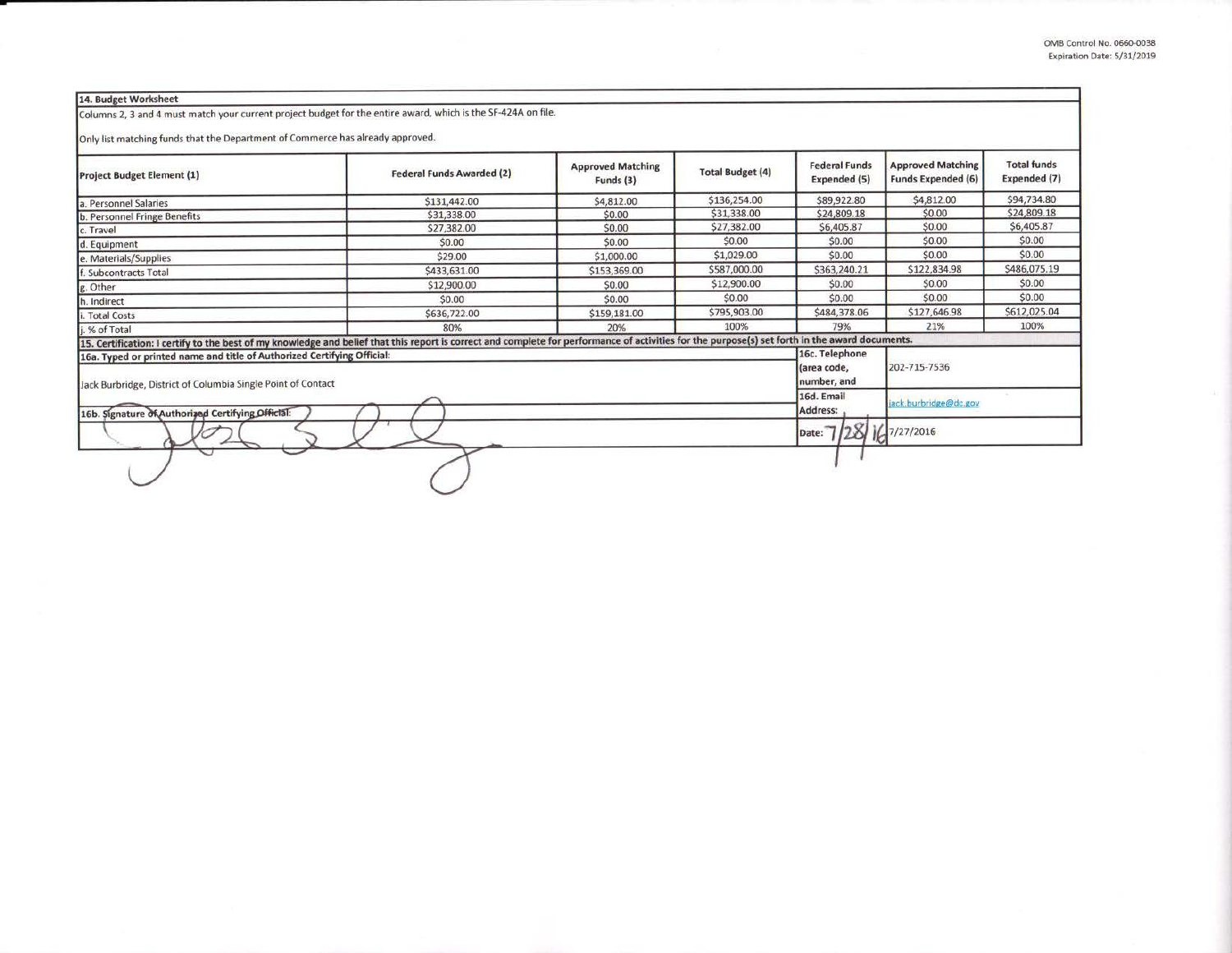## 14. Budget Worksheet

Columns 2, 3 and 4 must match your current project budget for the entire award, which is the SF-424A on file.

Only list matching funds that the Department of Commerce has already approved.

| Project Budget Element (1) | Federal Funds Awarded (2) | Approved Matching Funds (3) | Total Budget (4) | Federal Funds Expended (5) | Approved Matching Funds Expended (6) | Total funds Expended (7) |
|---|---|---|---|---|---|---|
| a. Personnel Salaries | $131,442.00 | $4,812.00 | $136,254.00 | $89,922.80 | $4,812.00 | $94,734.80 |
| b. Personnel Fringe Benefits | $31,338.00 | $0.00 | $31,338.00 | $24,809.18 | $0.00 | $24,809.18 |
| c. Travel | $27,382.00 | $0.00 | $27,382.00 | $6,405.87 | $0.00 | $6,405.87 |
| d. Equipment | $0.00 | $0.00 | $0.00 | $0.00 | $0.00 | $0.00 |
| e. Materials/Supplies | $29.00 | $1,000.00 | $1,029.00 | $0.00 | $0.00 | $0.00 |
| f. Subcontracts Total | $433,631.00 | $153,369.00 | $587,000.00 | $363,240.21 | $122,834.98 | $486,075.19 |
| g. Other | $12,900.00 | $0.00 | $12,900.00 | $0.00 | $0.00 | $0.00 |
| h. Indirect | $0.00 | $0.00 | $0.00 | $0.00 | $0.00 | $0.00 |
| i. Total Costs | $636,722.00 | $159,181.00 | $795,903.00 | $484,378.06 | $127,646.98 | $612,025.04 |
| j. % of Total | 80% | 20% | 100% | 79% | 21% | 100% |

**15. Certification: I certify to the best of my knowledge and belief that this report is correct and complete for performance of activities for the purpose(s) set forth in the award documents.**

| | | |
|---|---|---|
| **16a. Typed or printed name and title of Authorized Certifying Official:** Jack Burbridge, District of Columbia Single Point of Contact | 16c. Telephone (area code, number, and | 202-715-7536 |
| | 16d. Email Address: | jack.burbridge@dc.gov |
| **16b. Signature of Authorized Certifying Official:** [signature] | Date: 7/28/16 | 7/27/2016 |